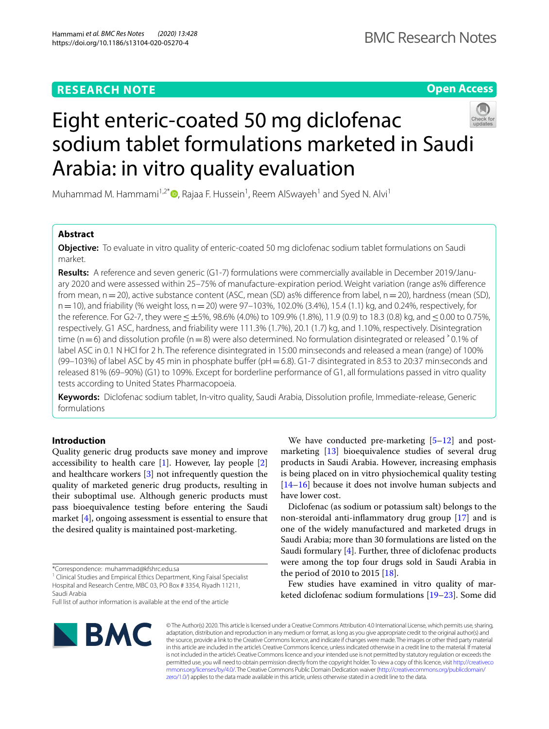RESEARCH NOTE

Open Access

# Eight enteric-coated 50 mg diclofenac sodium tablet formulations marketed in Saudi Arabia: in vitro quality evaluation

Muhammad M. Hammami[1,2*], Rajaa F. Hussein[1], Reem AlSwayeh[1] and Syed N. Alvi[1]

## Abstract

**Objective:** To evaluate in vitro quality of enteric-coated 50 mg diclofenac sodium tablet formulations on Saudi market.

**Results:** A reference and seven generic (G1-7) formulations were commercially available in December 2019/January 2020 and were assessed within 25–75% of manufacture-expiration period. Weight variation (range as% difference from mean, n = 20), active substance content (ASC, mean (SD) as% difference from label, n = 20), hardness (mean (SD), n = 10), and friability (% weight loss, n = 20) were 97–103%, 102.0% (3.4%), 15.4 (1.1) kg, and 0.24%, respectively, for the reference. For G2-7, they were ≤ ±5%, 98.6% (4.0%) to 109.9% (1.8%), 11.9 (0.9) to 18.3 (0.8) kg, and ≤ 0.00 to 0.75%, respectively. G1 ASC, hardness, and friability were 111.3% (1.7%), 20.1 (1.7) kg, and 1.10%, respectively. Disintegration time (n = 6) and dissolution profile (n = 8) were also determined. No formulation disintegrated or released ˃ 0.1% of label ASC in 0.1 N HCl for 2 h. The reference disintegrated in 15:00 min:seconds and released a mean (range) of 100% (99–103%) of label ASC by 45 min in phosphate buffer (pH = 6.8). G1-7 disintegrated in 8:53 to 20:37 min:seconds and released 81% (69–90%) (G1) to 109%. Except for borderline performance of G1, all formulations passed in vitro quality tests according to United States Pharmacopoeia.

**Keywords:** Diclofenac sodium tablet, In-vitro quality, Saudi Arabia, Dissolution profile, Immediate-release, Generic formulations

## Introduction

Quality generic drug products save money and improve accessibility to health care [1]. However, lay people [2] and healthcare workers [3] not infrequently question the quality of marketed generic drug products, resulting in their suboptimal use. Although generic products must pass bioequivalence testing before entering the Saudi market [4], ongoing assessment is essential to ensure that the desired quality is maintained post-marketing.

We have conducted pre-marketing [5–12] and post-marketing [13] bioequivalence studies of several drug products in Saudi Arabia. However, increasing emphasis is being placed on in vitro physiochemical quality testing [14–16] because it does not involve human subjects and have lower cost.

Diclofenac (as sodium or potassium salt) belongs to the non-steroidal anti-inflammatory drug group [17] and is one of the widely manufactured and marketed drugs in Saudi Arabia; more than 30 formulations are listed on the Saudi formulary [4]. Further, three of diclofenac products were among the top four drugs sold in Saudi Arabia in the period of 2010 to 2015 [18].

Few studies have examined in vitro quality of marketed diclofenac sodium formulations [19–23]. Some did

*Correspondence: muhammad@kfshrc.edu.sa

[1] Clinical Studies and Empirical Ethics Department, King Faisal Specialist Hospital and Research Centre, MBC 03, PO Box # 3354, Riyadh 11211, Saudi Arabia

Full list of author information is available at the end of the article

© The Author(s) 2020. This article is licensed under a Creative Commons Attribution 4.0 International License, which permits use, sharing, adaptation, distribution and reproduction in any medium or format, as long as you give appropriate credit to the original author(s) and the source, provide a link to the Creative Commons licence, and indicate if changes were made. The images or other third party material in this article are included in the article's Creative Commons licence, unless indicated otherwise in a credit line to the material. If material is not included in the article's Creative Commons licence and your intended use is not permitted by statutory regulation or exceeds the permitted use, you will need to obtain permission directly from the copyright holder. To view a copy of this licence, visit http://creativecommons.org/licenses/by/4.0/. The Creative Commons Public Domain Dedication waiver (http://creativecommons.org/publicdomain/zero/1.0/) applies to the data made available in this article, unless otherwise stated in a credit line to the data.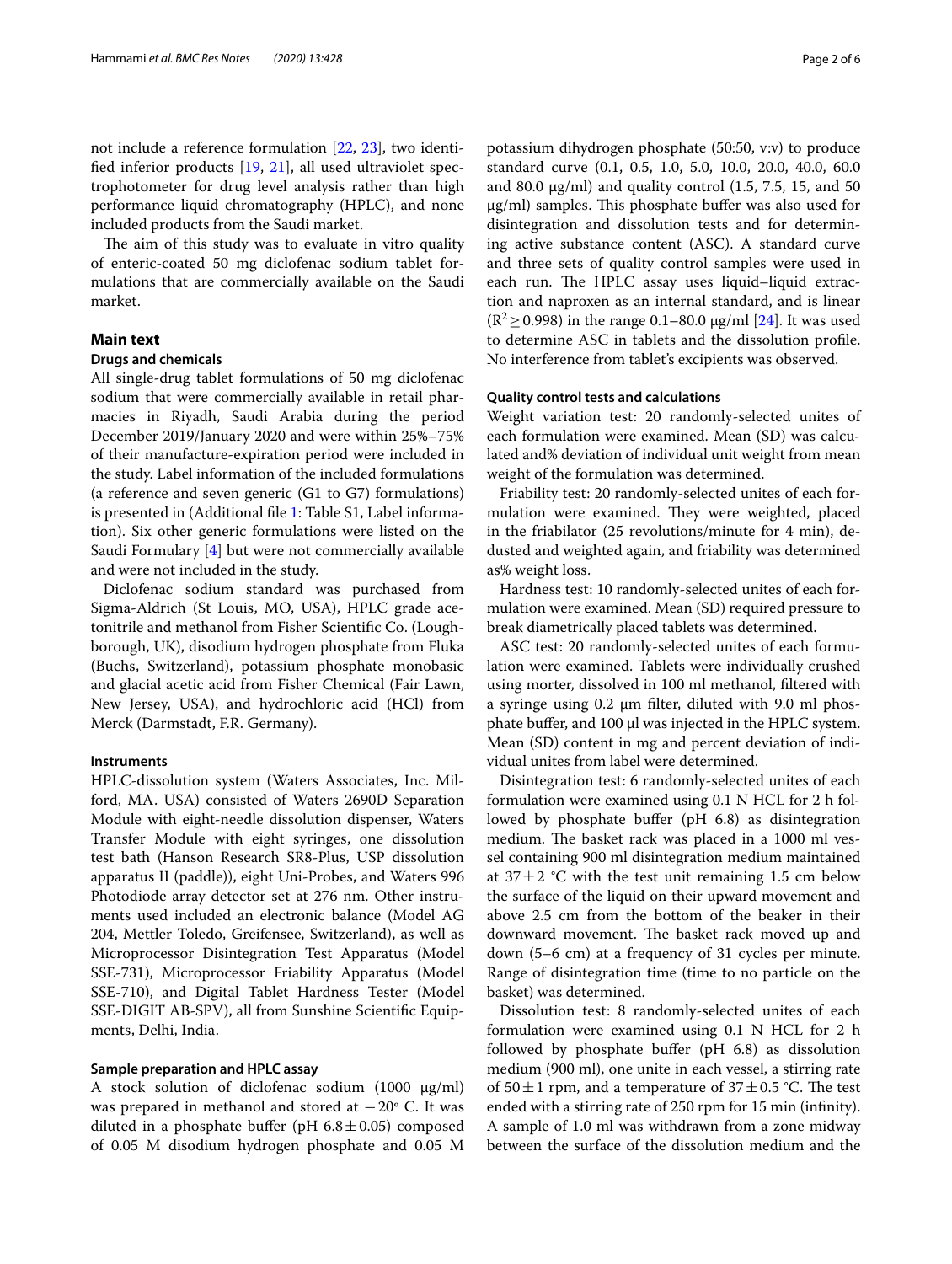not include a reference formulation [22, 23], two identified inferior products [19, 21], all used ultraviolet spectrophotometer for drug level analysis rather than high performance liquid chromatography (HPLC), and none included products from the Saudi market.

The aim of this study was to evaluate in vitro quality of enteric-coated 50 mg diclofenac sodium tablet formulations that are commercially available on the Saudi market.

## Main text

### Drugs and chemicals

All single-drug tablet formulations of 50 mg diclofenac sodium that were commercially available in retail pharmacies in Riyadh, Saudi Arabia during the period December 2019/January 2020 and were within 25%–75% of their manufacture-expiration period were included in the study. Label information of the included formulations (a reference and seven generic (G1 to G7) formulations) is presented in (Additional file 1: Table S1, Label information). Six other generic formulations were listed on the Saudi Formulary [4] but were not commercially available and were not included in the study.

Diclofenac sodium standard was purchased from Sigma-Aldrich (St Louis, MO, USA), HPLC grade acetonitrile and methanol from Fisher Scientific Co. (Loughborough, UK), disodium hydrogen phosphate from Fluka (Buchs, Switzerland), potassium phosphate monobasic and glacial acetic acid from Fisher Chemical (Fair Lawn, New Jersey, USA), and hydrochloric acid (HCl) from Merck (Darmstadt, F.R. Germany).

### Instruments

HPLC-dissolution system (Waters Associates, Inc. Milford, MA. USA) consisted of Waters 2690D Separation Module with eight-needle dissolution dispenser, Waters Transfer Module with eight syringes, one dissolution test bath (Hanson Research SR8-Plus, USP dissolution apparatus II (paddle)), eight Uni-Probes, and Waters 996 Photodiode array detector set at 276 nm. Other instruments used included an electronic balance (Model AG 204, Mettler Toledo, Greifensee, Switzerland), as well as Microprocessor Disintegration Test Apparatus (Model SSE-731), Microprocessor Friability Apparatus (Model SSE-710), and Digital Tablet Hardness Tester (Model SSE-DIGIT AB-SPV), all from Sunshine Scientific Equipments, Delhi, India.

### Sample preparation and HPLC assay

A stock solution of diclofenac sodium (1000 μg/ml) was prepared in methanol and stored at −20° C. It was diluted in a phosphate buffer (pH 6.8 ± 0.05) composed of 0.05 M disodium hydrogen phosphate and 0.05 M potassium dihydrogen phosphate (50:50, v:v) to produce standard curve (0.1, 0.5, 1.0, 5.0, 10.0, 20.0, 40.0, 60.0 and 80.0 μg/ml) and quality control (1.5, 7.5, 15, and 50 μg/ml) samples. This phosphate buffer was also used for disintegration and dissolution tests and for determining active substance content (ASC). A standard curve and three sets of quality control samples were used in each run. The HPLC assay uses liquid–liquid extraction and naproxen as an internal standard, and is linear ($R^2 \geq 0.998$) in the range 0.1–80.0 μg/ml [24]. It was used to determine ASC in tablets and the dissolution profile. No interference from tablet's excipients was observed.

### Quality control tests and calculations

Weight variation test: 20 randomly-selected unites of each formulation were examined. Mean (SD) was calculated and% deviation of individual unit weight from mean weight of the formulation was determined.

Friability test: 20 randomly-selected unites of each formulation were examined. They were weighted, placed in the friabilator (25 revolutions/minute for 4 min), de-dusted and weighted again, and friability was determined as% weight loss.

Hardness test: 10 randomly-selected unites of each formulation were examined. Mean (SD) required pressure to break diametrically placed tablets was determined.

ASC test: 20 randomly-selected unites of each formulation were examined. Tablets were individually crushed using morter, dissolved in 100 ml methanol, filtered with a syringe using 0.2 μm filter, diluted with 9.0 ml phosphate buffer, and 100 μl was injected in the HPLC system. Mean (SD) content in mg and percent deviation of individual unites from label were determined.

Disintegration test: 6 randomly-selected unites of each formulation were examined using 0.1 N HCL for 2 h followed by phosphate buffer (pH 6.8) as disintegration medium. The basket rack was placed in a 1000 ml vessel containing 900 ml disintegration medium maintained at 37 ± 2 °C with the test unit remaining 1.5 cm below the surface of the liquid on their upward movement and above 2.5 cm from the bottom of the beaker in their downward movement. The basket rack moved up and down (5–6 cm) at a frequency of 31 cycles per minute. Range of disintegration time (time to no particle on the basket) was determined.

Dissolution test: 8 randomly-selected unites of each formulation were examined using 0.1 N HCL for 2 h followed by phosphate buffer (pH 6.8) as dissolution medium (900 ml), one unite in each vessel, a stirring rate of 50 ± 1 rpm, and a temperature of 37 ± 0.5 °C. The test ended with a stirring rate of 250 rpm for 15 min (infinity). A sample of 1.0 ml was withdrawn from a zone midway between the surface of the dissolution medium and the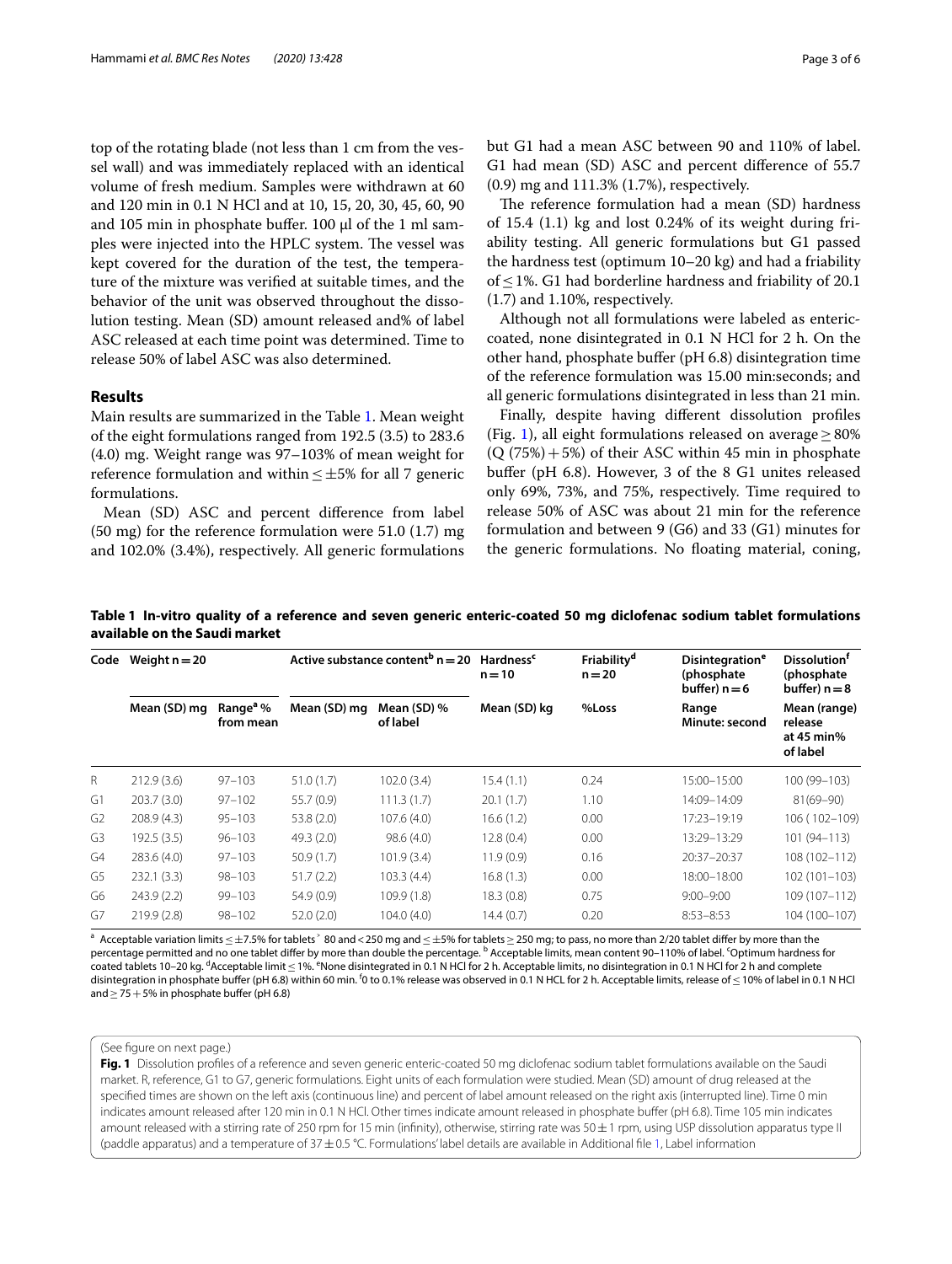top of the rotating blade (not less than 1 cm from the vessel wall) and was immediately replaced with an identical volume of fresh medium. Samples were withdrawn at 60 and 120 min in 0.1 N HCl and at 10, 15, 20, 30, 45, 60, 90 and 105 min in phosphate buffer. 100 µl of the 1 ml samples were injected into the HPLC system. The vessel was kept covered for the duration of the test, the temperature of the mixture was verified at suitable times, and the behavior of the unit was observed throughout the dissolution testing. Mean (SD) amount released and% of label ASC released at each time point was determined. Time to release 50% of label ASC was also determined.

## Results

Main results are summarized in the Table 1. Mean weight of the eight formulations ranged from 192.5 (3.5) to 283.6 (4.0) mg. Weight range was 97–103% of mean weight for reference formulation and within ≤ ±5% for all 7 generic formulations.

Mean (SD) ASC and percent difference from label (50 mg) for the reference formulation were 51.0 (1.7) mg and 102.0% (3.4%), respectively. All generic formulations but G1 had a mean ASC between 90 and 110% of label. G1 had mean (SD) ASC and percent difference of 55.7 (0.9) mg and 111.3% (1.7%), respectively.

The reference formulation had a mean (SD) hardness of 15.4 (1.1) kg and lost 0.24% of its weight during friability testing. All generic formulations but G1 passed the hardness test (optimum 10–20 kg) and had a friability of ≤ 1%. G1 had borderline hardness and friability of 20.1 (1.7) and 1.10%, respectively.

Although not all formulations were labeled as enteric-coated, none disintegrated in 0.1 N HCl for 2 h. On the other hand, phosphate buffer (pH 6.8) disintegration time of the reference formulation was 15.00 min:seconds; and all generic formulations disintegrated in less than 21 min.

Finally, despite having different dissolution profiles (Fig. 1), all eight formulations released on average ≥ 80% (Q (75%) + 5%) of their ASC within 45 min in phosphate buffer (pH 6.8). However, 3 of the 8 G1 unites released only 69%, 73%, and 75%, respectively. Time required to release 50% of ASC was about 21 min for the reference formulation and between 9 (G6) and 33 (G1) minutes for the generic formulations. No floating material, coning,

**Table 1 In-vitro quality of a reference and seven generic enteric-coated 50 mg diclofenac sodium tablet formulations available on the Saudi market**

| Code | Weight n = 20 | | Active substance content[b] n = 20 | | Hardness[c] n = 10 | Friability[d] n = 20 | Disintegration[e] (phosphate buffer) n = 6 | Dissolution[f] (phosphate buffer) n = 8 |
|---|---|---|---|---|---|---|---|---|
| | Mean (SD) mg | Range[a] % from mean | Mean (SD) mg | Mean (SD) % of label | Mean (SD) kg | %Loss | Range Minute: second | Mean (range) release at 45 min% of label |
| R | 212.9 (3.6) | 97–103 | 51.0 (1.7) | 102.0 (3.4) | 15.4 (1.1) | 0.24 | 15:00–15:00 | 100 (99–103) |
| G1 | 203.7 (3.0) | 97–102 | 55.7 (0.9) | 111.3 (1.7) | 20.1 (1.7) | 1.10 | 14:09–14:09 | 81(69–90) |
| G2 | 208.9 (4.3) | 95–103 | 53.8 (2.0) | 107.6 (4.0) | 16.6 (1.2) | 0.00 | 17:23–19:19 | 106 ( 102–109) |
| G3 | 192.5 (3.5) | 96–103 | 49.3 (2.0) | 98.6 (4.0) | 12.8 (0.4) | 0.00 | 13:29–13:29 | 101 (94–113) |
| G4 | 283.6 (4.0) | 97–103 | 50.9 (1.7) | 101.9 (3.4) | 11.9 (0.9) | 0.16 | 20:37–20:37 | 108 (102–112) |
| G5 | 232.1 (3.3) | 98–103 | 51.7 (2.2) | 103.3 (4.4) | 16.8 (1.3) | 0.00 | 18:00–18:00 | 102 (101–103) |
| G6 | 243.9 (2.2) | 99–103 | 54.9 (0.9) | 109.9 (1.8) | 18.3 (0.8) | 0.75 | 9:00–9:00 | 109 (107–112) |
| G7 | 219.9 (2.8) | 98–102 | 52.0 (2.0) | 104.0 (4.0) | 14.4 (0.7) | 0.20 | 8:53–8:53 | 104 (100–107) |

[a] Acceptable variation limits ≤ ±7.5% for tablets ˃ 80 and < 250 mg and ≤ ±5% for tablets ≥ 250 mg; to pass, no more than 2/20 tablet differ by more than the percentage permitted and no one tablet differ by more than double the percentage. [b] Acceptable limits, mean content 90–110% of label. [c] Optimum hardness for coated tablets 10–20 kg. [d] Acceptable limit ≤ 1%. [e] None disintegrated in 0.1 N HCl for 2 h. Acceptable limits, no disintegration in 0.1 N HCl for 2 h and complete disintegration in phosphate buffer (pH 6.8) within 60 min. [f] 0 to 0.1% release was observed in 0.1 N HCL for 2 h. Acceptable limits, release of ≤ 10% of label in 0.1 N HCl and ≥ 75 + 5% in phosphate buffer (pH 6.8)

(See figure on next page.)

**Fig. 1** Dissolution profiles of a reference and seven generic enteric-coated 50 mg diclofenac sodium tablet formulations available on the Saudi market. R, reference, G1 to G7, generic formulations. Eight units of each formulation were studied. Mean (SD) amount of drug released at the specified times are shown on the left axis (continuous line) and percent of label amount released on the right axis (interrupted line). Time 0 min indicates amount released after 120 min in 0.1 N HCl. Other times indicate amount released in phosphate buffer (pH 6.8). Time 105 min indicates amount released with a stirring rate of 250 rpm for 15 min (infinity), otherwise, stirring rate was 50 ± 1 rpm, using USP dissolution apparatus type II (paddle apparatus) and a temperature of 37 ± 0.5 °C. Formulations' label details are available in Additional file 1, Label information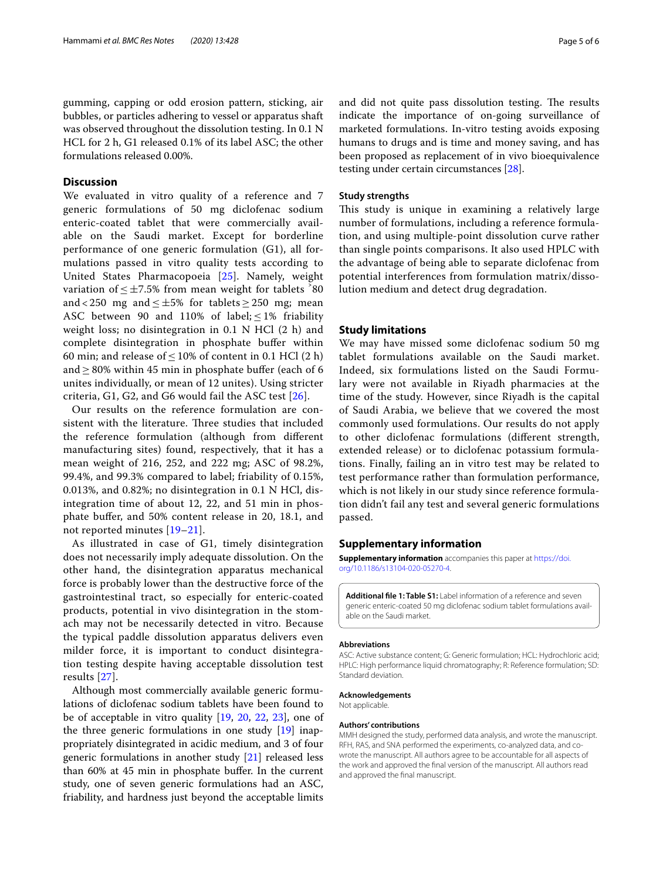gumming, capping or odd erosion pattern, sticking, air bubbles, or particles adhering to vessel or apparatus shaft was observed throughout the dissolution testing. In 0.1 N HCL for 2 h, G1 released 0.1% of its label ASC; the other formulations released 0.00%.

## Discussion

We evaluated in vitro quality of a reference and 7 generic formulations of 50 mg diclofenac sodium enteric-coated tablet that were commercially available on the Saudi market. Except for borderline performance of one generic formulation (G1), all formulations passed in vitro quality tests according to United States Pharmacopoeia [25]. Namely, weight variation of $\leq \pm 7.5\%$ from mean weight for tablets $^{>}80$ and $< 250$ mg and $\leq \pm 5\%$ for tablets $\geq 250$ mg; mean ASC between 90 and 110% of label; $\leq 1\%$ friability weight loss; no disintegration in 0.1 N HCl (2 h) and complete disintegration in phosphate buffer within 60 min; and release of $\leq 10\%$ of content in 0.1 HCl (2 h) and $\geq 80\%$ within 45 min in phosphate buffer (each of 6 unites individually, or mean of 12 unites). Using stricter criteria, G1, G2, and G6 would fail the ASC test [26].

Our results on the reference formulation are consistent with the literature. Three studies that included the reference formulation (although from different manufacturing sites) found, respectively, that it has a mean weight of 216, 252, and 222 mg; ASC of 98.2%, 99.4%, and 99.3% compared to label; friability of 0.15%, 0.013%, and 0.82%; no disintegration in 0.1 N HCl, disintegration time of about 12, 22, and 51 min in phosphate buffer, and 50% content release in 20, 18.1, and not reported minutes [19–21].

As illustrated in case of G1, timely disintegration does not necessarily imply adequate dissolution. On the other hand, the disintegration apparatus mechanical force is probably lower than the destructive force of the gastrointestinal tract, so especially for enteric-coated products, potential in vivo disintegration in the stomach may not be necessarily detected in vitro. Because the typical paddle dissolution apparatus delivers even milder force, it is important to conduct disintegration testing despite having acceptable dissolution test results [27].

Although most commercially available generic formulations of diclofenac sodium tablets have been found to be of acceptable in vitro quality [19, 20, 22, 23], one of the three generic formulations in one study [19] inappropriately disintegrated in acidic medium, and 3 of four generic formulations in another study [21] released less than 60% at 45 min in phosphate buffer. In the current study, one of seven generic formulations had an ASC, friability, and hardness just beyond the acceptable limits and did not quite pass dissolution testing. The results indicate the importance of on-going surveillance of marketed formulations. In-vitro testing avoids exposing humans to drugs and is time and money saving, and has been proposed as replacement of in vivo bioequivalence testing under certain circumstances [28].

### Study strengths

This study is unique in examining a relatively large number of formulations, including a reference formulation, and using multiple-point dissolution curve rather than single points comparisons. It also used HPLC with the advantage of being able to separate diclofenac from potential interferences from formulation matrix/dissolution medium and detect drug degradation.

## Study limitations

We may have missed some diclofenac sodium 50 mg tablet formulations available on the Saudi market. Indeed, six formulations listed on the Saudi Formulary were not available in Riyadh pharmacies at the time of the study. However, since Riyadh is the capital of Saudi Arabia, we believe that we covered the most commonly used formulations. Our results do not apply to other diclofenac formulations (different strength, extended release) or to diclofenac potassium formulations. Finally, failing an in vitro test may be related to test performance rather than formulation performance, which is not likely in our study since reference formulation didn't fail any test and several generic formulations passed.

## Supplementary information

**Supplementary information** accompanies this paper at https://doi.org/10.1186/s13104-020-05270-4.

**Additional file 1: Table S1:** Label information of a reference and seven generic enteric-coated 50 mg diclofenac sodium tablet formulations available on the Saudi market.

#### Abbreviations

ASC: Active substance content; G: Generic formulation; HCL: Hydrochloric acid; HPLC: High performance liquid chromatography; R: Reference formulation; SD: Standard deviation.

#### Acknowledgements

Not applicable.

#### Authors' contributions

MMH designed the study, performed data analysis, and wrote the manuscript. RFH, RAS, and SNA performed the experiments, co-analyzed data, and co-wrote the manuscript. All authors agree to be accountable for all aspects of the work and approved the final version of the manuscript. All authors read and approved the final manuscript.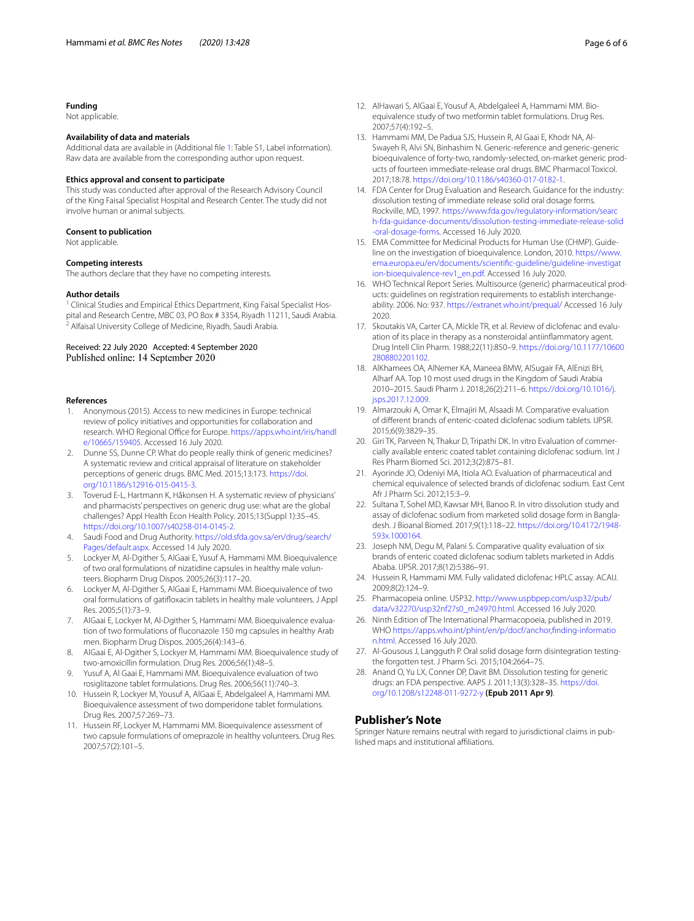### Funding

Not applicable.

### Availability of data and materials

Additional data are available in (Additional file 1: Table S1, Label information). Raw data are available from the corresponding author upon request.

### Ethics approval and consent to participate

This study was conducted after approval of the Research Advisory Council of the King Faisal Specialist Hospital and Research Center. The study did not involve human or animal subjects.

### Consent to publication

Not applicable.

### Competing interests

The authors declare that they have no competing interests.

### Author details

[1] Clinical Studies and Empirical Ethics Department, King Faisal Specialist Hospital and Research Centre, MBC 03, PO Box # 3354, Riyadh 11211, Saudi Arabia. [2] Alfaisal University College of Medicine, Riyadh, Saudi Arabia.

Received: 22 July 2020 Accepted: 4 September 2020
Published online: 14 September 2020

### References

1. Anonymous (2015). Access to new medicines in Europe: technical review of policy initiatives and opportunities for collaboration and research. WHO Regional Office for Europe. https://apps.who.int/iris/handle/10665/159405. Accessed 16 July 2020.
2. Dunne SS, Dunne CP. What do people really think of generic medicines? A systematic review and critical appraisal of literature on stakeholder perceptions of generic drugs. BMC Med. 2015;13:173. https://doi.org/10.1186/s12916-015-0415-3.
3. Toverud E-L, Hartmann K, Håkonsen H. A systematic review of physicians' and pharmacists' perspectives on generic drug use: what are the global challenges? Appl Health Econ Health Policy. 2015;13(Suppl 1):35–45. https://doi.org/10.1007/s40258-014-0145-2.
4. Saudi Food and Drug Authority. https://old.sfda.gov.sa/en/drug/search/Pages/default.aspx. Accessed 14 July 2020.
5. Lockyer M, Al-Dgither S, AlGaai E, Yusuf A, Hammami MM. Bioequivalence of two oral formulations of nizatidine capsules in healthy male volunteers. Biopharm Drug Dispos. 2005;26(3):117–20.
6. Lockyer M, Al-Dgither S, AlGaai E, Hammami MM. Bioequivalence of two oral formulations of gatifloxacin tablets in healthy male volunteers. J Appl Res. 2005;5(1):73–9.
7. AlGaai E, Lockyer M, Al-Dgither S, Hammami MM. Bioequivalence evaluation of two formulations of fluconazole 150 mg capsules in healthy Arab men. Biopharm Drug Dispos. 2005;26(4):143–6.
8. AlGaai E, Al-Dgither S, Lockyer M, Hammami MM. Bioequivalence study of two-amoxicillin formulation. Drug Res. 2006;56(1):48–5.
9. Yusuf A, Al Gaai E, Hammami MM. Bioequivalence evaluation of two rosiglitazone tablet formulations. Drug Res. 2006;56(11):740–3.
10. Hussein R, Lockyer M, Yousuf A, AlGaai E, Abdelgaleel A, Hammami MM. Bioequivalence assessment of two domperidone tablet formulations. Drug Res. 2007;57:269–73.
11. Hussein RF, Lockyer M, Hammami MM. Bioequivalence assessment of two capsule formulations of omeprazole in healthy volunteers. Drug Res. 2007;57(2):101–5.
12. AlHawari S, AlGaai E, Yousuf A, Abdelgaleel A, Hammami MM. Bioequivalence study of two metformin tablet formulations. Drug Res. 2007;57(4):192–5.
13. Hammami MM, De Padua SJS, Hussein R, Al Gaai E, Khodr NA, Al-Swayeh R, Alvi SN, Binhashim N. Generic-reference and generic-generic bioequivalence of forty-two, randomly-selected, on-market generic products of fourteen immediate-release oral drugs. BMC Pharmacol Toxicol. 2017;18:78. https://doi.org/10.1186/s40360-017-0182-1.
14. FDA Center for Drug Evaluation and Research. Guidance for the industry: dissolution testing of immediate release solid oral dosage forms. Rockville, MD, 1997. https://www.fda.gov/regulatory-information/search-fda-guidance-documents/dissolution-testing-immediate-release-solid-oral-dosage-forms. Accessed 16 July 2020.
15. EMA Committee for Medicinal Products for Human Use (CHMP). Guideline on the investigation of bioequivalence. London, 2010. https://www.ema.europa.eu/en/documents/scientific-guideline/guideline-investigation-bioequivalence-rev1_en.pdf. Accessed 16 July 2020.
16. WHO Technical Report Series. Multisource (generic) pharmaceutical products: guidelines on registration requirements to establish interchangeability. 2006. No: 937. https://extranet.who.int/prequal/ Accessed 16 July 2020.
17. Skoutakis VA, Carter CA, Mickle TR, et al. Review of diclofenac and evaluation of its place in therapy as a nonsteroidal antiinflammatory agent. Drug Intell Clin Pharm. 1988;22(11):850–9. https://doi.org/10.1177/106002808802201102.
18. AlKhamees OA, AlNemer KA, Maneea BMW, AlSugair FA, AlEnizi BH, Alharf AA. Top 10 most used drugs in the Kingdom of Saudi Arabia 2010–2015. Saudi Pharm J. 2018;26(2):211–6. https://doi.org/10.1016/j.jsps.2017.12.009.
19. Almarzouki A, Omar K, Elmajiri M, Alsaadi M. Comparative evaluation of different brands of enteric-coated diclofenac sodium tablets. IJPSR. 2015;6(9):3829–35.
20. Giri TK, Parveen N, Thakur D, Tripathi DK. In vitro Evaluation of commercially available enteric coated tablet containing diclofenac sodium. Int J Res Pharm Biomed Sci. 2012;3(2):875–81.
21. Ayorinde JO, Odeniyi MA, Itiola AO. Evaluation of pharmaceutical and chemical equivalence of selected brands of diclofenac sodium. East Cent Afr J Pharm Sci. 2012;15:3–9.
22. Sultana T, Sohel MD, Kawsar MH, Banoo R. In vitro dissolution study and assay of diclofenac sodium from marketed solid dosage form in Bangladesh. J Bioanal Biomed. 2017;9(1):118–22. https://doi.org/10.4172/1948-593x.1000164.
23. Joseph NM, Degu M, Palani S. Comparative quality evaluation of six brands of enteric coated diclofenac sodium tablets marketed in Addis Ababa. IJPSR. 2017;8(12):5386–91.
24. Hussein R, Hammami MM. Fully validated diclofenac HPLC assay. ACAIJ. 2009;8(2):124–9.
25. Pharmacopeia online. USP32. http://www.uspbpep.com/usp32/pub/data/v32270/usp32nf27s0_m24970.html. Accessed 16 July 2020.
26. Ninth Edition of The International Pharmacopoeia, published in 2019. WHO https://apps.who.int/phint/en/p/docf/anchor,finding-information.html. Accessed 16 July 2020.
27. Al-Gousous J, Langguth P. Oral solid dosage form disintegration testing-the forgotten test. J Pharm Sci. 2015;104:2664–75.
28. Anand O, Yu LX, Conner DP, Davit BM. Dissolution testing for generic drugs: an FDA perspective. AAPS J. 2011;13(3):328–35. https://doi.org/10.1208/s12248-011-9272-y **(Epub 2011 Apr 9)**.

## Publisher's Note

Springer Nature remains neutral with regard to jurisdictional claims in published maps and institutional affiliations.